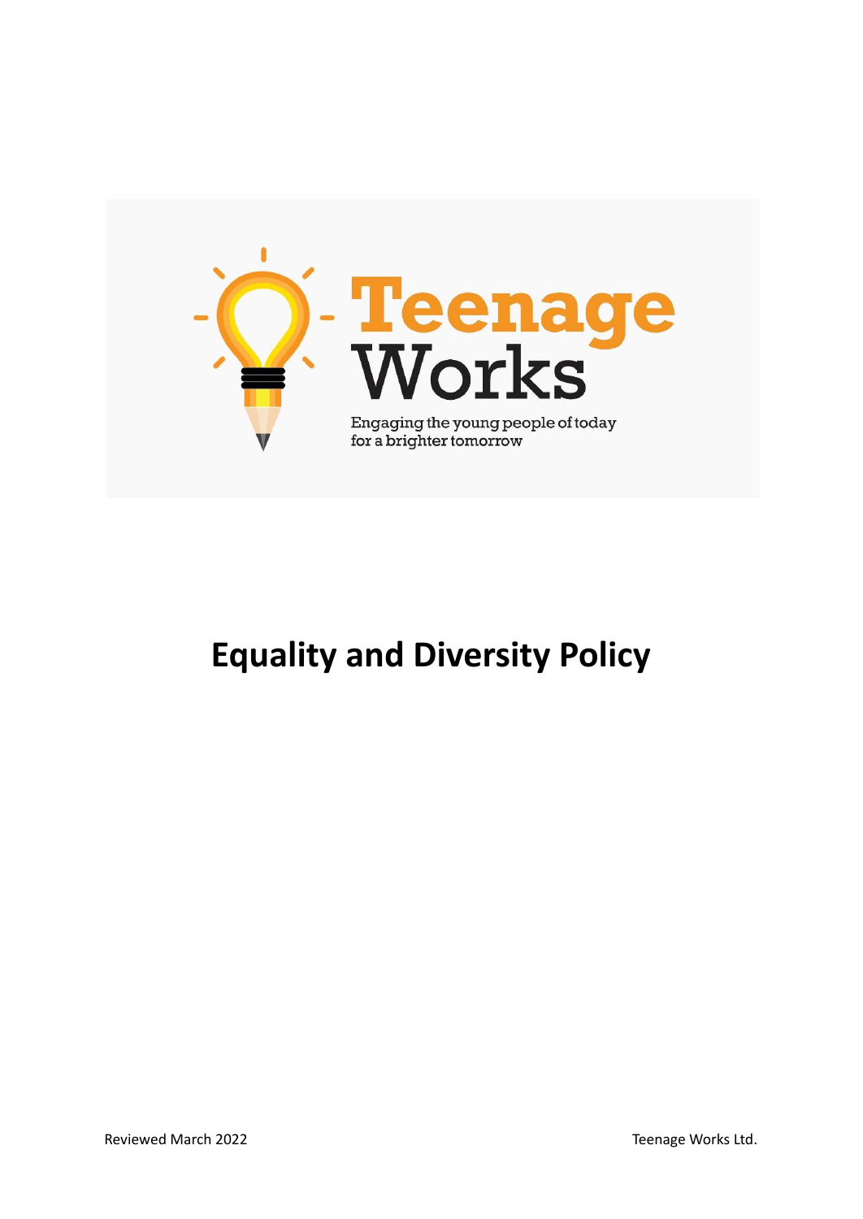Teenage Works

Engaging the young people of today for a brighter tomorrow

# Equality and Diversity Policy

Reviewed March 2022

Teenage Works Ltd.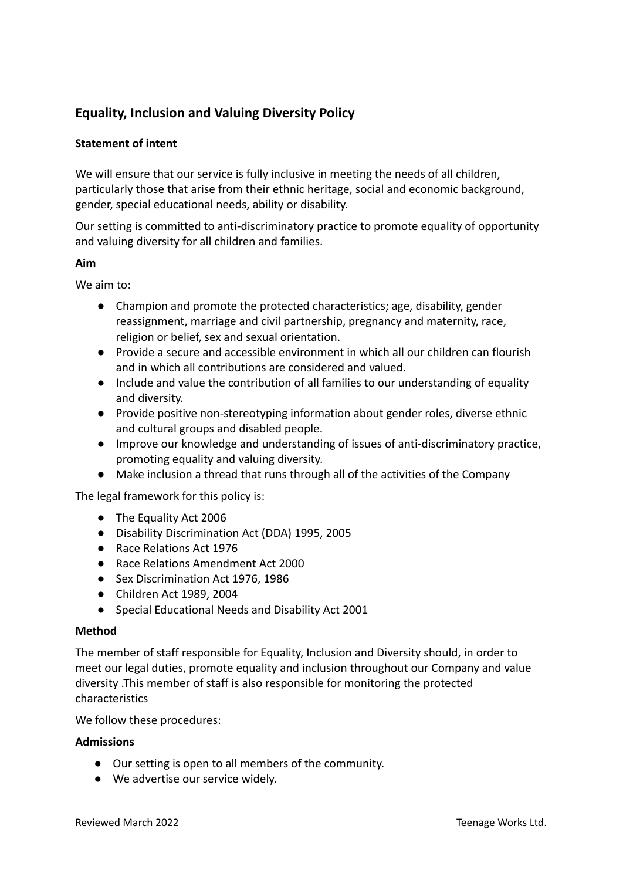## Equality, Inclusion and Valuing Diversity Policy

**Statement of intent**

We will ensure that our service is fully inclusive in meeting the needs of all children, particularly those that arise from their ethnic heritage, social and economic background, gender, special educational needs, ability or disability.

Our setting is committed to anti-discriminatory practice to promote equality of opportunity and valuing diversity for all children and families.

**Aim**

We aim to:

- Champion and promote the protected characteristics; age, disability, gender reassignment, marriage and civil partnership, pregnancy and maternity, race, religion or belief, sex and sexual orientation.
- Provide a secure and accessible environment in which all our children can flourish and in which all contributions are considered and valued.
- Include and value the contribution of all families to our understanding of equality and diversity.
- Provide positive non-stereotyping information about gender roles, diverse ethnic and cultural groups and disabled people.
- Improve our knowledge and understanding of issues of anti-discriminatory practice, promoting equality and valuing diversity.
- Make inclusion a thread that runs through all of the activities of the Company

The legal framework for this policy is:

- The Equality Act 2006
- Disability Discrimination Act (DDA) 1995, 2005
- Race Relations Act 1976
- Race Relations Amendment Act 2000
- Sex Discrimination Act 1976, 1986
- Children Act 1989, 2004
- Special Educational Needs and Disability Act 2001

**Method**

The member of staff responsible for Equality, Inclusion and Diversity should, in order to meet our legal duties, promote equality and inclusion throughout our Company and value diversity .This member of staff is also responsible for monitoring the protected characteristics

We follow these procedures:

**Admissions**

- Our setting is open to all members of the community.
- We advertise our service widely.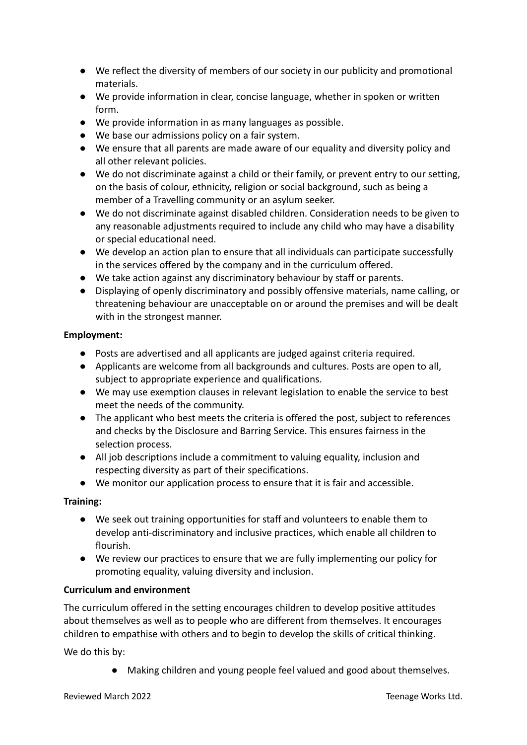- We reflect the diversity of members of our society in our publicity and promotional materials.
- We provide information in clear, concise language, whether in spoken or written form.
- We provide information in as many languages as possible.
- We base our admissions policy on a fair system.
- We ensure that all parents are made aware of our equality and diversity policy and all other relevant policies.
- We do not discriminate against a child or their family, or prevent entry to our setting, on the basis of colour, ethnicity, religion or social background, such as being a member of a Travelling community or an asylum seeker.
- We do not discriminate against disabled children. Consideration needs to be given to any reasonable adjustments required to include any child who may have a disability or special educational need.
- We develop an action plan to ensure that all individuals can participate successfully in the services offered by the company and in the curriculum offered.
- We take action against any discriminatory behaviour by staff or parents.
- Displaying of openly discriminatory and possibly offensive materials, name calling, or threatening behaviour are unacceptable on or around the premises and will be dealt with in the strongest manner.

**Employment:**

- Posts are advertised and all applicants are judged against criteria required.
- Applicants are welcome from all backgrounds and cultures. Posts are open to all, subject to appropriate experience and qualifications.
- We may use exemption clauses in relevant legislation to enable the service to best meet the needs of the community.
- The applicant who best meets the criteria is offered the post, subject to references and checks by the Disclosure and Barring Service. This ensures fairness in the selection process.
- All job descriptions include a commitment to valuing equality, inclusion and respecting diversity as part of their specifications.
- We monitor our application process to ensure that it is fair and accessible.

**Training:**

- We seek out training opportunities for staff and volunteers to enable them to develop anti-discriminatory and inclusive practices, which enable all children to flourish.
- We review our practices to ensure that we are fully implementing our policy for promoting equality, valuing diversity and inclusion.

**Curriculum and environment**

The curriculum offered in the setting encourages children to develop positive attitudes about themselves as well as to people who are different from themselves. It encourages children to empathise with others and to begin to develop the skills of critical thinking.

We do this by:

- Making children and young people feel valued and good about themselves.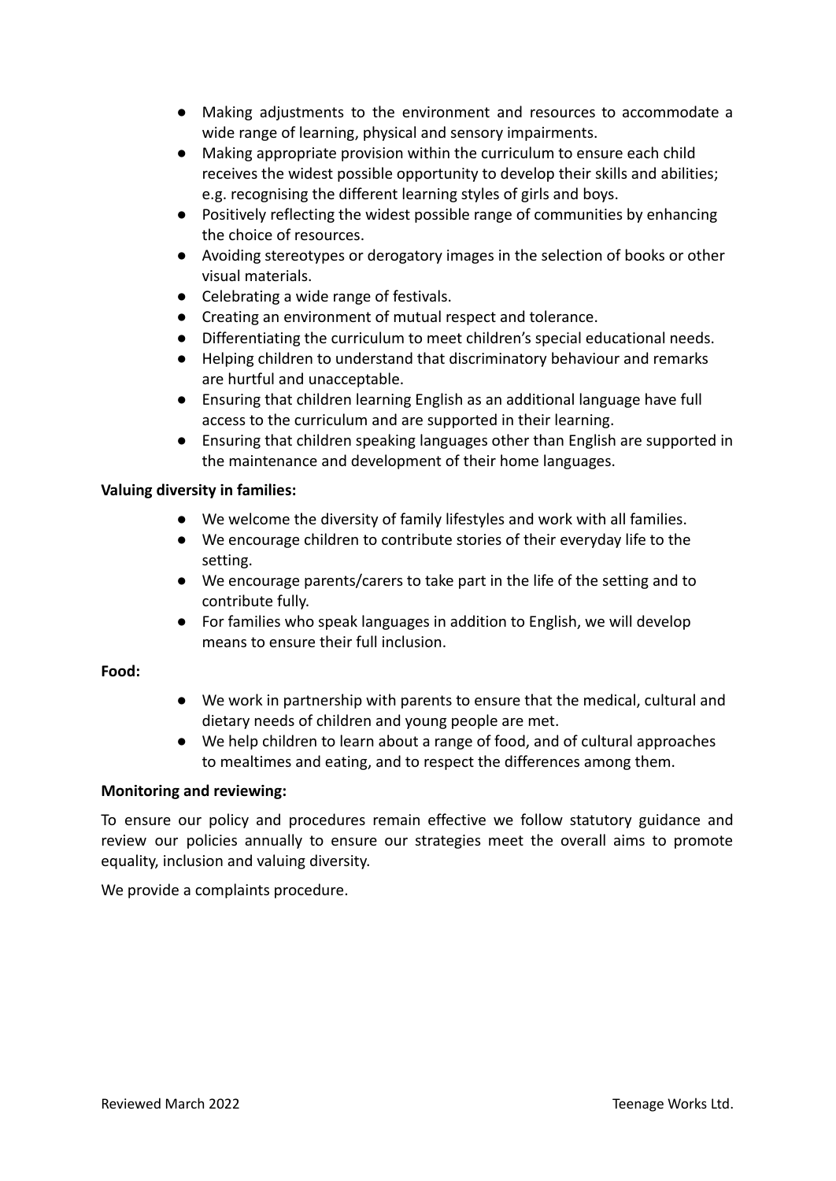- Making adjustments to the environment and resources to accommodate a wide range of learning, physical and sensory impairments.
- Making appropriate provision within the curriculum to ensure each child receives the widest possible opportunity to develop their skills and abilities; e.g. recognising the different learning styles of girls and boys.
- Positively reflecting the widest possible range of communities by enhancing the choice of resources.
- Avoiding stereotypes or derogatory images in the selection of books or other visual materials.
- Celebrating a wide range of festivals.
- Creating an environment of mutual respect and tolerance.
- Differentiating the curriculum to meet children's special educational needs.
- Helping children to understand that discriminatory behaviour and remarks are hurtful and unacceptable.
- Ensuring that children learning English as an additional language have full access to the curriculum and are supported in their learning.
- Ensuring that children speaking languages other than English are supported in the maintenance and development of their home languages.

**Valuing diversity in families:**

- We welcome the diversity of family lifestyles and work with all families.
- We encourage children to contribute stories of their everyday life to the setting.
- We encourage parents/carers to take part in the life of the setting and to contribute fully.
- For families who speak languages in addition to English, we will develop means to ensure their full inclusion.

**Food:**

- We work in partnership with parents to ensure that the medical, cultural and dietary needs of children and young people are met.
- We help children to learn about a range of food, and of cultural approaches to mealtimes and eating, and to respect the differences among them.

**Monitoring and reviewing:**

To ensure our policy and procedures remain effective we follow statutory guidance and review our policies annually to ensure our strategies meet the overall aims to promote equality, inclusion and valuing diversity.

We provide a complaints procedure.